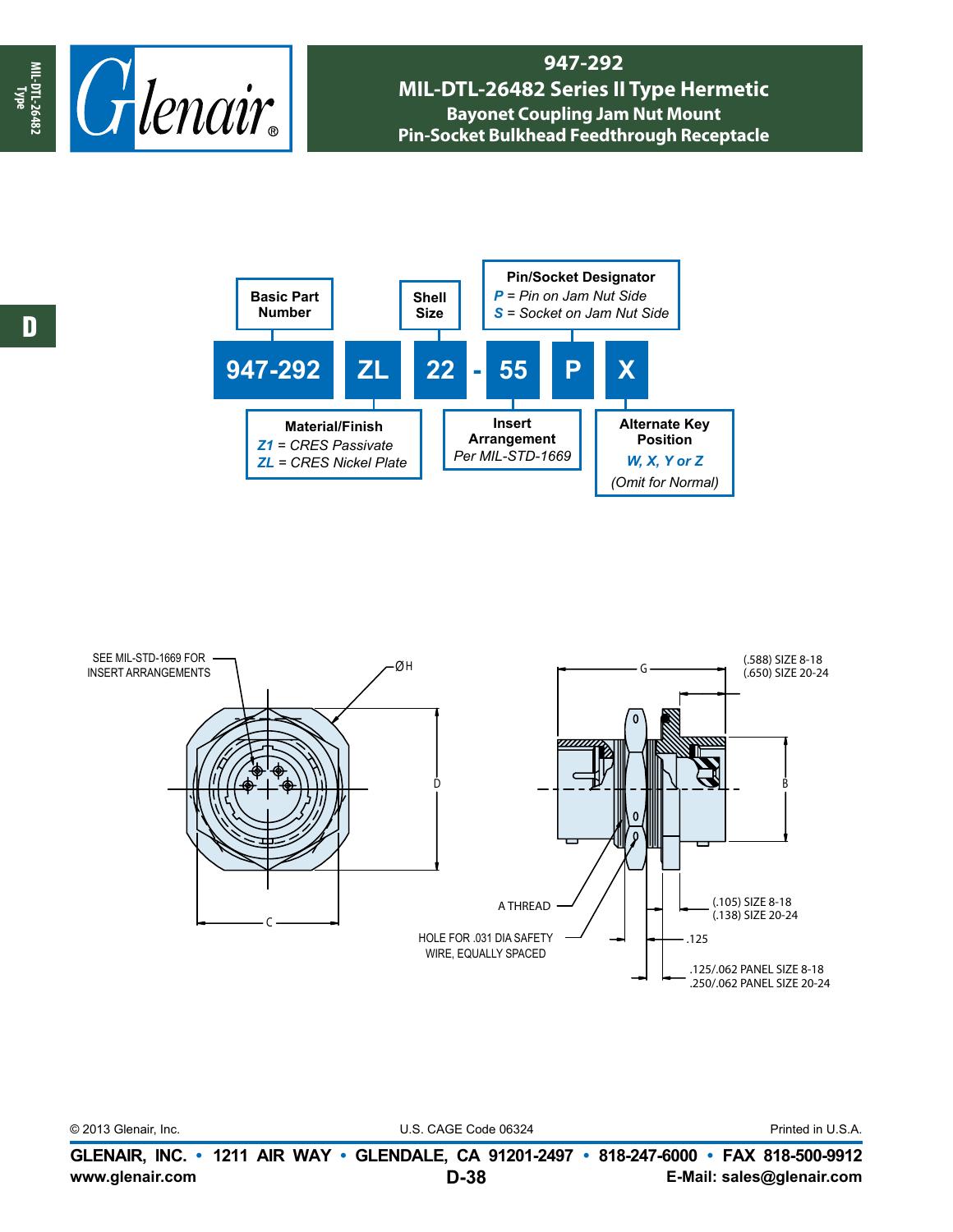# 947-292

## MIL-DTL-26482 Series II Type Hermetic

### Bayonet Coupling Jam Nut Mount

### Pin-Socket Bulkhead Feedthrough Receptacle

**947-292 ZL 22 - 55 P X**

- **Basic Part Number**: 947-292
- **Material/Finish**
  - *Z1* = CRES Passivate
  - *ZL* = CRES Nickel Plate
- **Shell Size**: 22
- **Insert Arrangement**: Per MIL-STD-1669
- **Pin/Socket Designator**
  - *P* = Pin on Jam Nut Side
  - *S* = Socket on Jam Nut Side
- **Alternate Key Position**: *W, X, Y or Z* (Omit for Normal)

SEE MIL-STD-1669 FOR INSERT ARRANGEMENTS

ØH

C

D

G

(.588) SIZE 8-18
(.650) SIZE 20-24

B

A THREAD

HOLE FOR .031 DIA SAFETY WIRE, EQUALLY SPACED

(.105) SIZE 8-18
(.138) SIZE 20-24

.125

.125/.062 PANEL SIZE 8-18
.250/.062 PANEL SIZE 20-24

© 2013 Glenair, Inc. U.S. CAGE Code 06324 Printed in U.S.A.

**GLENAIR, INC. • 1211 AIR WAY • GLENDALE, CA 91201-2497 • 818-247-6000 • FAX 818-500-9912**
**www.glenair.com** **E-Mail: sales@glenair.com**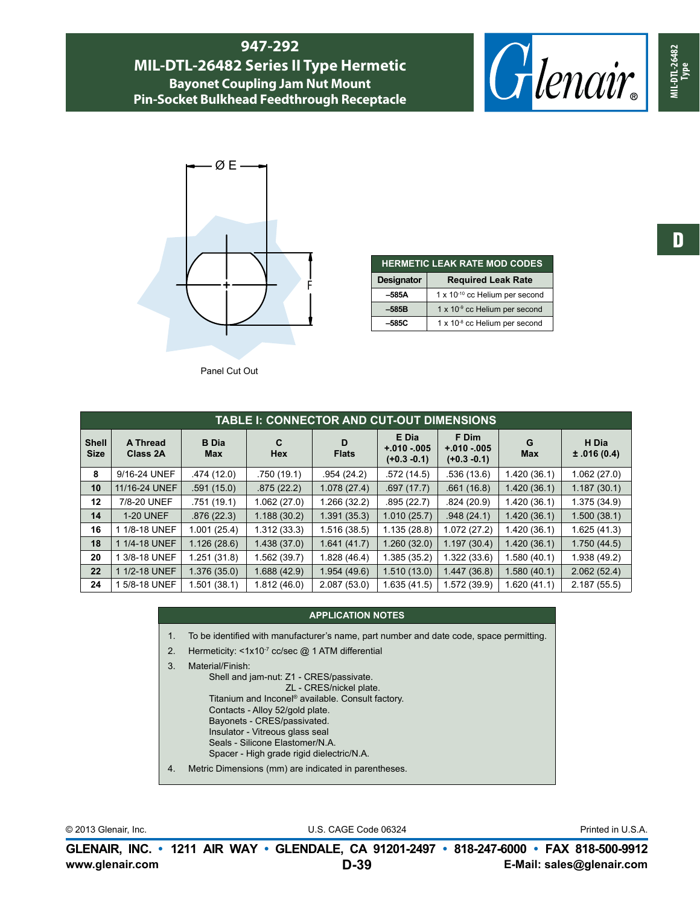# 947-292
## MIL-DTL-26482 Series II Type Hermetic
### Bayonet Coupling Jam Nut Mount
### Pin-Socket Bulkhead Feedthrough Receptacle

Ø E

F

Panel Cut Out

| HERMETIC LEAK RATE MOD CODES | |
|---|---|
| **Designator** | **Required Leak Rate** |
| –585A | 1 x $10^{-10}$ cc Helium per second |
| –585B | 1 x $10^{-9}$ cc Helium per second |
| –585C | 1 x $10^{-8}$ cc Helium per second |

**TABLE I: CONNECTOR AND CUT-OUT DIMENSIONS**

| Shell Size | A Thread Class 2A | B Dia Max | C Hex | D Flats | E Dia +.010 -.005 (+0.3 -0.1) | F Dim +.010 -.005 (+0.3 -0.1) | G Max | H Dia ± .016 (0.4) |
|---|---|---|---|---|---|---|---|---|
| 8 | 9/16-24 UNEF | .474 (12.0) | .750 (19.1) | .954 (24.2) | .572 (14.5) | .536 (13.6) | 1.420 (36.1) | 1.062 (27.0) |
| 10 | 11/16-24 UNEF | .591 (15.0) | .875 (22.2) | 1.078 (27.4) | .697 (17.7) | .661 (16.8) | 1.420 (36.1) | 1.187 (30.1) |
| 12 | 7/8-20 UNEF | .751 (19.1) | 1.062 (27.0) | 1.266 (32.2) | .895 (22.7) | .824 (20.9) | 1.420 (36.1) | 1.375 (34.9) |
| 14 | 1-20 UNEF | .876 (22.3) | 1.188 (30.2) | 1.391 (35.3) | 1.010 (25.7) | .948 (24.1) | 1.420 (36.1) | 1.500 (38.1) |
| 16 | 1 1/8-18 UNEF | 1.001 (25.4) | 1.312 (33.3) | 1.516 (38.5) | 1.135 (28.8) | 1.072 (27.2) | 1.420 (36.1) | 1.625 (41.3) |
| 18 | 1 1/4-18 UNEF | 1.126 (28.6) | 1.438 (37.0) | 1.641 (41.7) | 1.260 (32.0) | 1.197 (30.4) | 1.420 (36.1) | 1.750 (44.5) |
| 20 | 1 3/8-18 UNEF | 1.251 (31.8) | 1.562 (39.7) | 1.828 (46.4) | 1.385 (35.2) | 1.322 (33.6) | 1.580 (40.1) | 1.938 (49.2) |
| 22 | 1 1/2-18 UNEF | 1.376 (35.0) | 1.688 (42.9) | 1.954 (49.6) | 1.510 (13.0) | 1.447 (36.8) | 1.580 (40.1) | 2.062 (52.4) |
| 24 | 1 5/8-18 UNEF | 1.501 (38.1) | 1.812 (46.0) | 2.087 (53.0) | 1.635 (41.5) | 1.572 (39.9) | 1.620 (41.1) | 2.187 (55.5) |

**APPLICATION NOTES**

1. To be identified with manufacturer's name, part number and date code, space permitting.
2. Hermeticity: <1x$10^{-7}$ cc/sec @ 1 ATM differential
3. Material/Finish:
   Shell and jam-nut: Z1 - CRES/passivate.
   ZL - CRES/nickel plate.
   Titanium and Inconel® available. Consult factory.
   Contacts - Alloy 52/gold plate.
   Bayonets - CRES/passivated.
   Insulator - Vitreous glass seal
   Seals - Silicone Elastomer/N.A.
   Spacer - High grade rigid dielectric/N.A.
4. Metric Dimensions (mm) are indicated in parentheses.

© 2013 Glenair, Inc. U.S. CAGE Code 06324 Printed in U.S.A.

**GLENAIR, INC. • 1211 AIR WAY • GLENDALE, CA 91201-2497 • 818-247-6000 • FAX 818-500-9912**
**www.glenair.com** **E-Mail: sales@glenair.com**